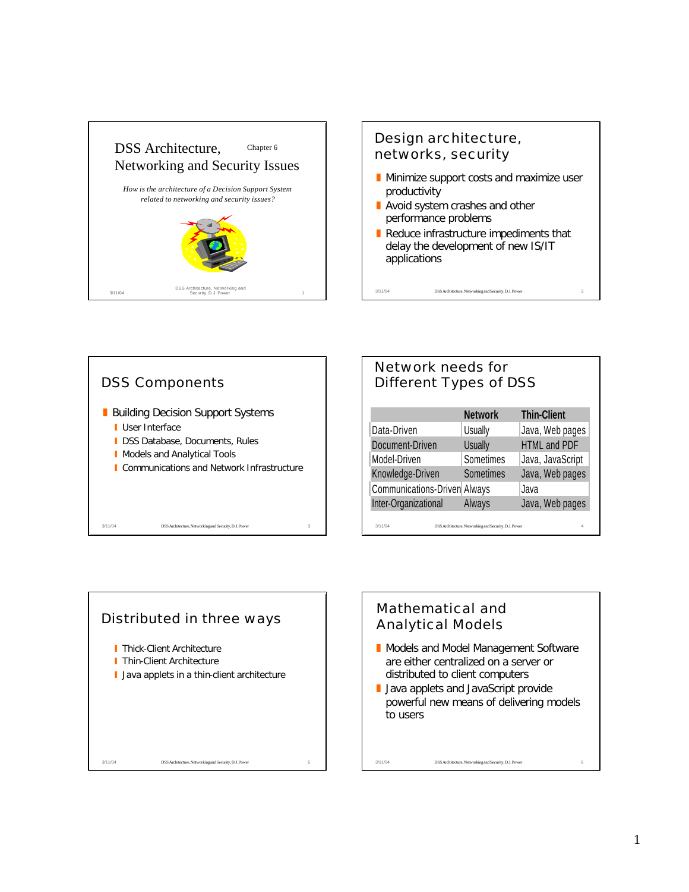# DSS Architecture, Networking and Security Issues

Chapter 6

*How is the architecture of a Decision Support System related to networking and security issues?*

## Design architecture, networks, security

- Minimize support costs and maximize user productivity
- Avoid system crashes and other performance problems
- Reduce infrastructure impediments that delay the development of new IS/IT applications

## DSS Components

- Building Decision Support Systems
  - User Interface
  - DSS Database, Documents, Rules
  - Models and Analytical Tools
  - Communications and Network Infrastructure

## Network needs for Different Types of DSS

| | Network | Thin-Client |
|---|---|---|
| Data-Driven | Usually | Java, Web pages |
| Document-Driven | Usually | HTML and PDF |
| Model-Driven | Sometimes | Java, JavaScript |
| Knowledge-Driven | Sometimes | Java, Web pages |
| Communications-Driven | Always | Java |
| Inter-Organizational | Always | Java, Web pages |

## Distributed in three ways

- Thick-Client Architecture
- Thin-Client Architecture
- Java applets in a thin-client architecture

## Mathematical and Analytical Models

- Models and Model Management Software are either centralized on a server or distributed to client computers
- Java applets and JavaScript provide powerful new means of delivering models to users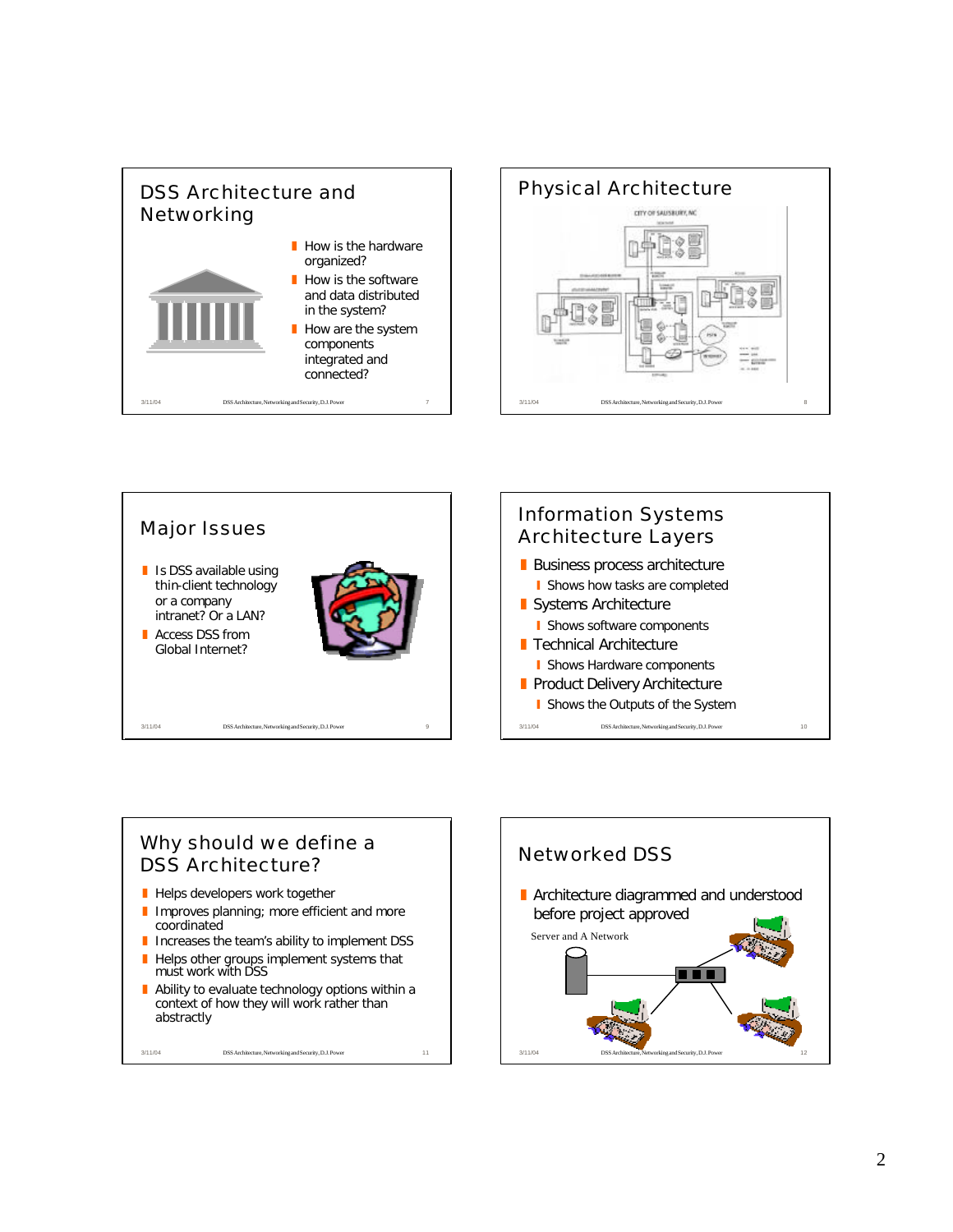## DSS Architecture and Networking

- How is the hardware organized?
- How is the software and data distributed in the system?
- How are the system components integrated and connected?

## Physical Architecture

## Major Issues

- Is DSS available using thin-client technology or a company intranet? Or a LAN?
- Access DSS from Global Internet?

## Information Systems Architecture Layers

- Business process architecture
  - Shows how tasks are completed
- Systems Architecture
  - Shows software components
- Technical Architecture
  - Shows Hardware components
- Product Delivery Architecture
  - Shows the Outputs of the System

## Why should we define a DSS Architecture?

- Helps developers work together
- Improves planning; more efficient and more coordinated
- Increases the team's ability to implement DSS
- Helps other groups implement systems that must work with DSS
- Ability to evaluate technology options within a context of how they will work rather than abstractly

## Networked DSS

- Architecture diagrammed and understood before project approved

Server and A Network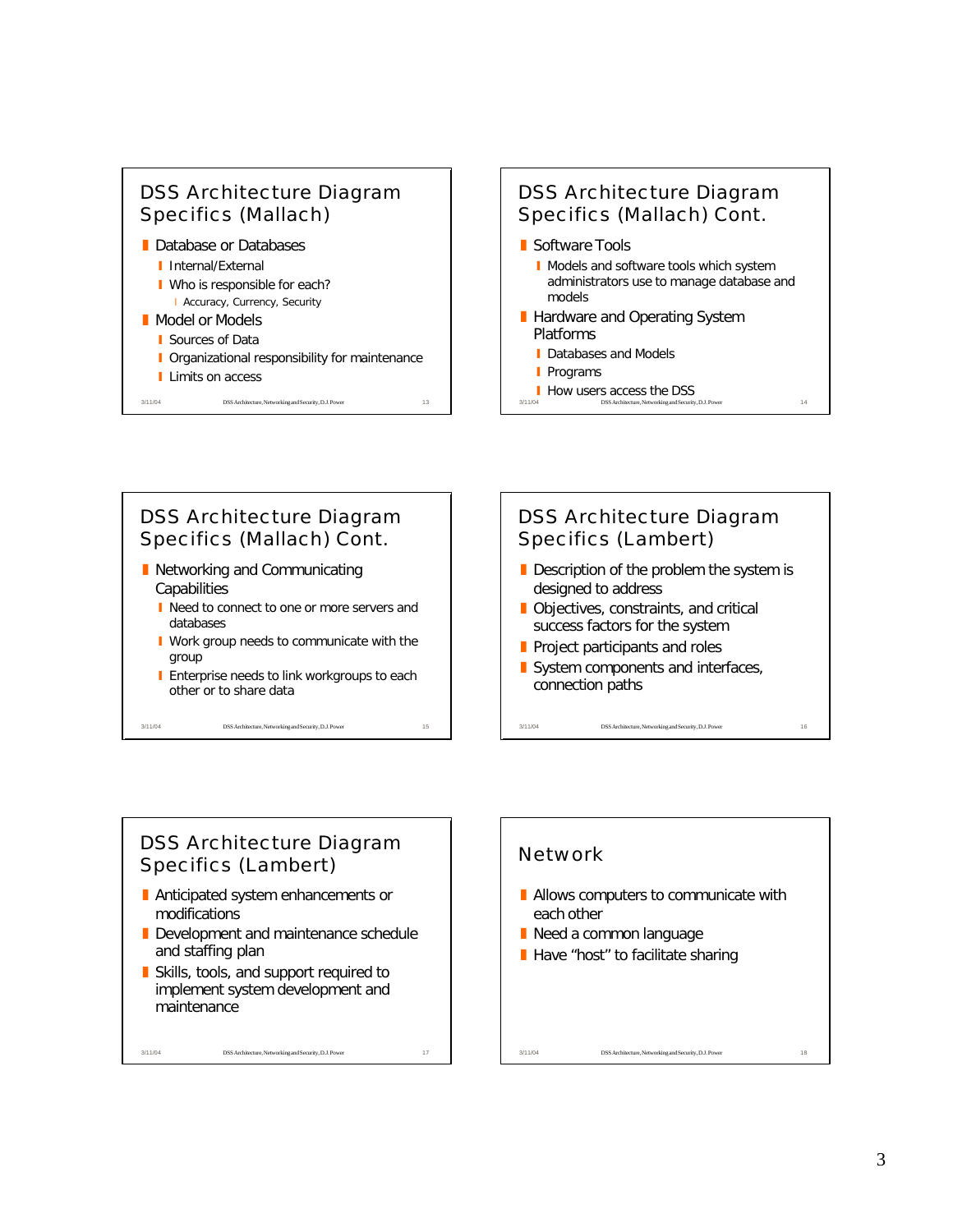## DSS Architecture Diagram Specifics (Mallach)

- Database or Databases
  - Internal/External
  - Who is responsible for each?
    - Accuracy, Currency, Security
- Model or Models
  - Sources of Data
  - Organizational responsibility for maintenance
  - Limits on access

## DSS Architecture Diagram Specifics (Mallach) Cont.

- Software Tools
  - Models and software tools which system administrators use to manage database and models
- Hardware and Operating System Platforms
  - Databases and Models
  - Programs
  - How users access the DSS

## DSS Architecture Diagram Specifics (Mallach) Cont.

- Networking and Communicating Capabilities
  - Need to connect to one or more servers and databases
  - Work group needs to communicate with the group
  - Enterprise needs to link workgroups to each other or to share data

## DSS Architecture Diagram Specifics (Lambert)

- Description of the problem the system is designed to address
- Objectives, constraints, and critical success factors for the system
- Project participants and roles
- System components and interfaces, connection paths

## DSS Architecture Diagram Specifics (Lambert)

- Anticipated system enhancements or modifications
- Development and maintenance schedule and staffing plan
- Skills, tools, and support required to implement system development and maintenance

## Network

- Allows computers to communicate with each other
- Need a common language
- Have "host" to facilitate sharing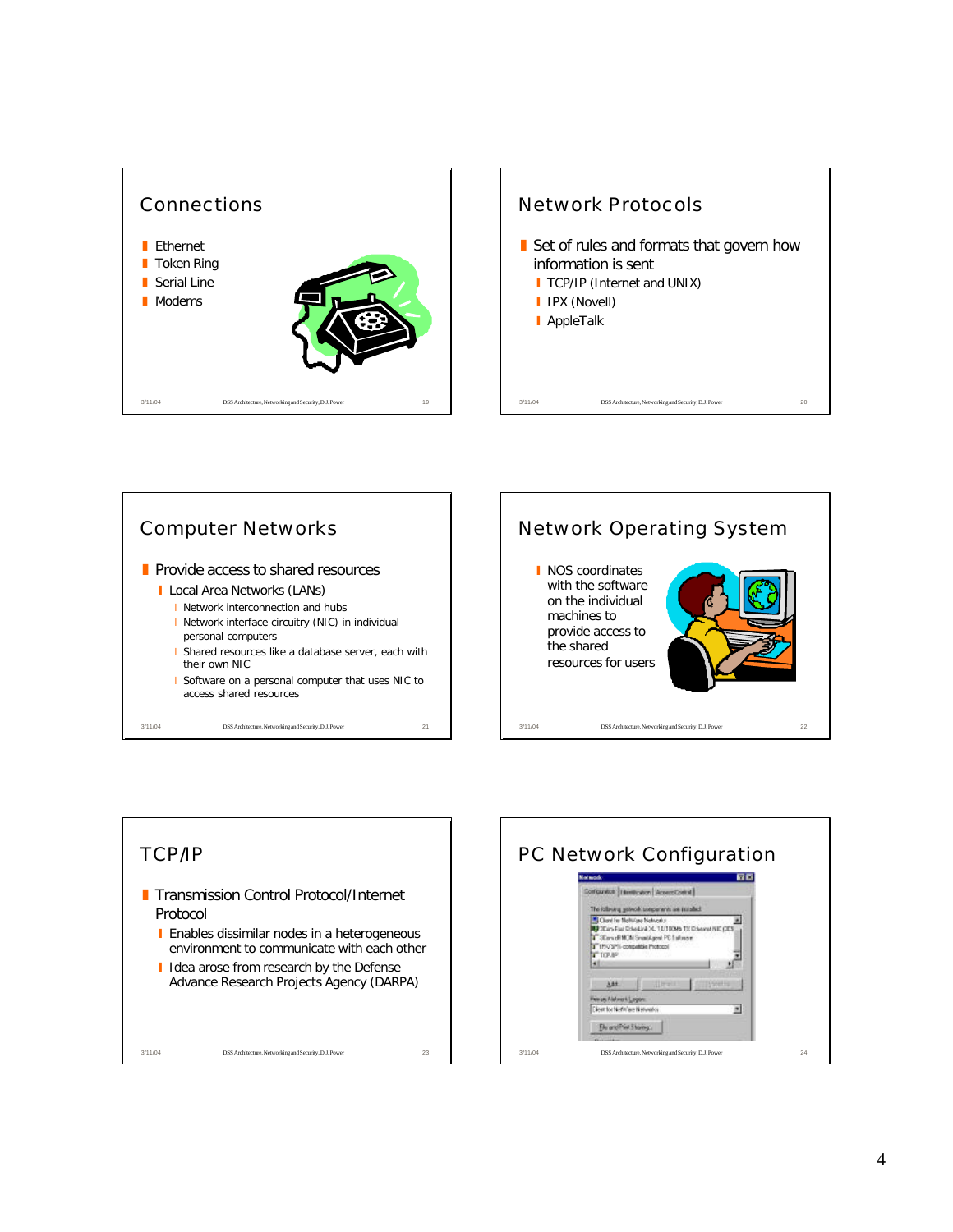## Connections

- Ethernet
- Token Ring
- Serial Line
- Modems

## Network Protocols

- Set of rules and formats that govern how information is sent
  - TCP/IP (Internet and UNIX)
  - IPX (Novell)
  - AppleTalk

## Computer Networks

- Provide access to shared resources
  - Local Area Networks (LANs)
    - Network interconnection and hubs
    - Network interface circuitry (NIC) in individual personal computers
    - Shared resources like a database server, each with their own NIC
    - Software on a personal computer that uses NIC to access shared resources

## Network Operating System

- NOS coordinates with the software on the individual machines to provide access to the shared resources for users

## TCP/IP

- Transmission Control Protocol/Internet Protocol
  - Enables dissimilar nodes in a heterogeneous environment to communicate with each other
  - Idea arose from research by the Defense Advance Research Projects Agency (DARPA)

## PC Network Configuration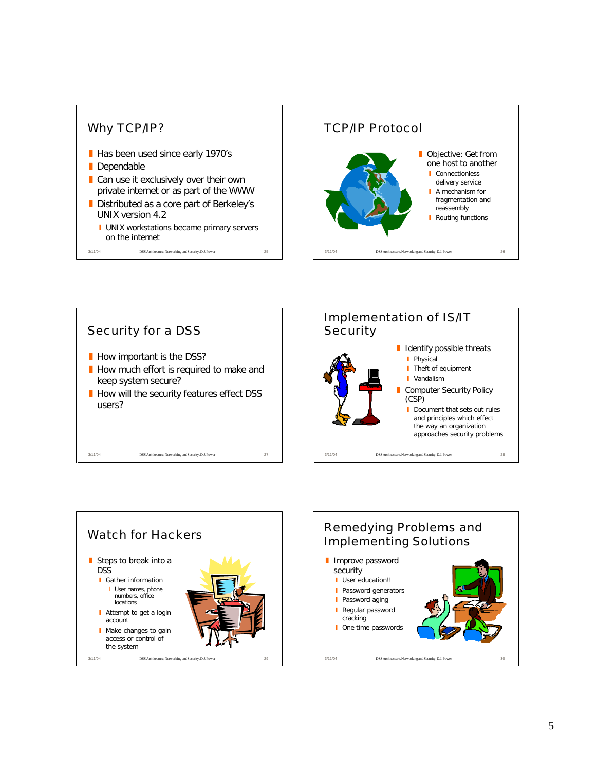## Why TCP/IP?

- Has been used since early 1970's
- Dependable
- Can use it exclusively over their own private internet or as part of the WWW
- Distributed as a core part of Berkeley's UNIX version 4.2
  - UNIX workstations became primary servers on the internet

## TCP/IP Protocol

- Objective: Get from one host to another
  - Connectionless delivery service
  - A mechanism for fragmentation and reassembly
  - Routing functions

## Security for a DSS

- How important is the DSS?
- How much effort is required to make and keep system secure?
- How will the security features effect DSS users?

## Implementation of IS/IT Security

- Identify possible threats
  - Physical
  - Theft of equipment
  - Vandalism
- Computer Security Policy (CSP)
  - Document that sets out rules and principles which effect the way an organization approaches security problems

## Watch for Hackers

- Steps to break into a DSS
  - Gather information
    - User names, phone numbers, office locations
  - Attempt to get a login account
  - Make changes to gain access or control of the system

## Remedying Problems and Implementing Solutions

- Improve password security
  - User education!!
  - Password generators
  - Password aging
  - Regular password cracking
  - One-time passwords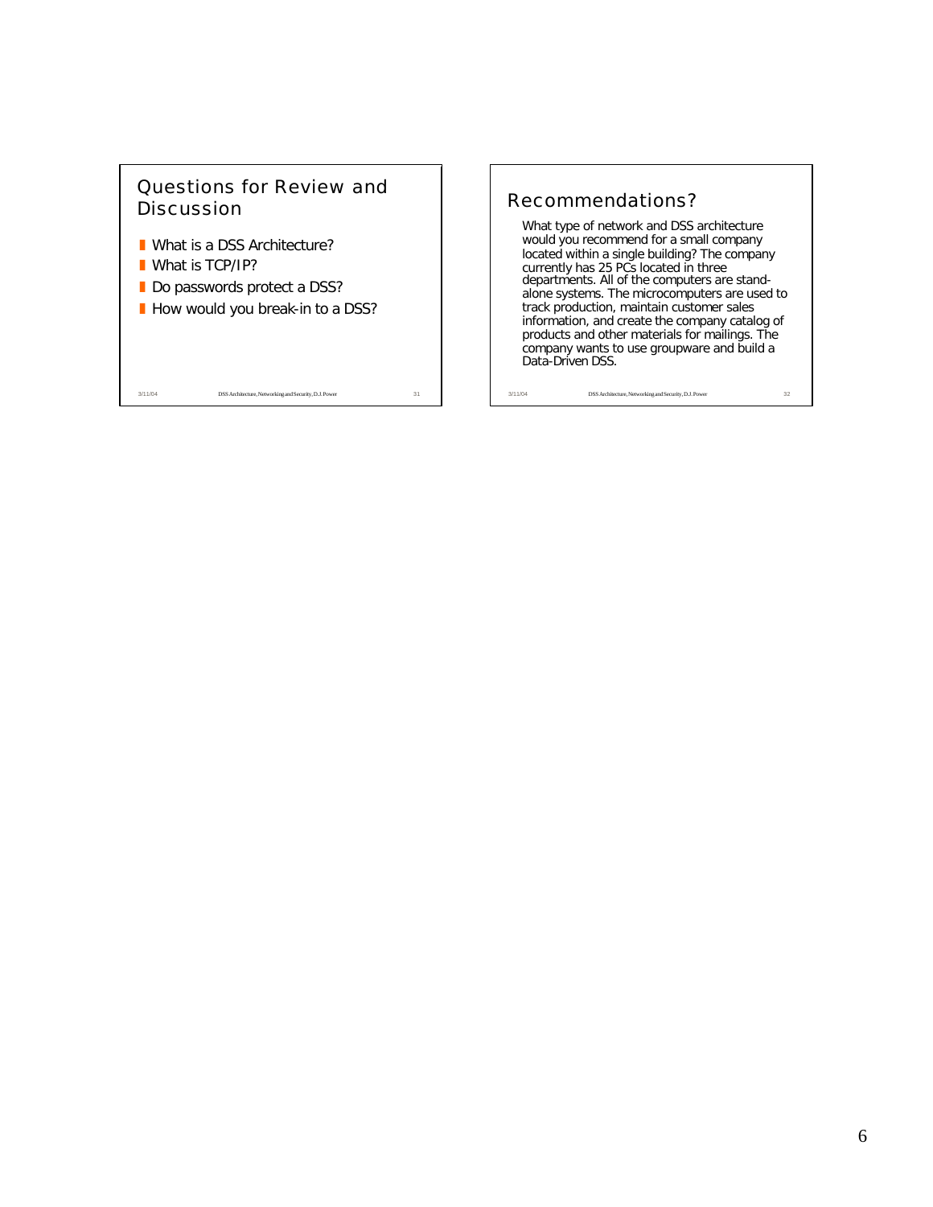## Questions for Review and Discussion

- What is a DSS Architecture?
- What is TCP/IP?
- Do passwords protect a DSS?
- How would you break-in to a DSS?

## Recommendations?

What type of network and DSS architecture would you recommend for a small company located within a single building? The company currently has 25 PCs located in three departments. All of the computers are stand-alone systems. The microcomputers are used to track production, maintain customer sales information, and create the company catalog of products and other materials for mailings. The company wants to use groupware and build a Data-Driven DSS.